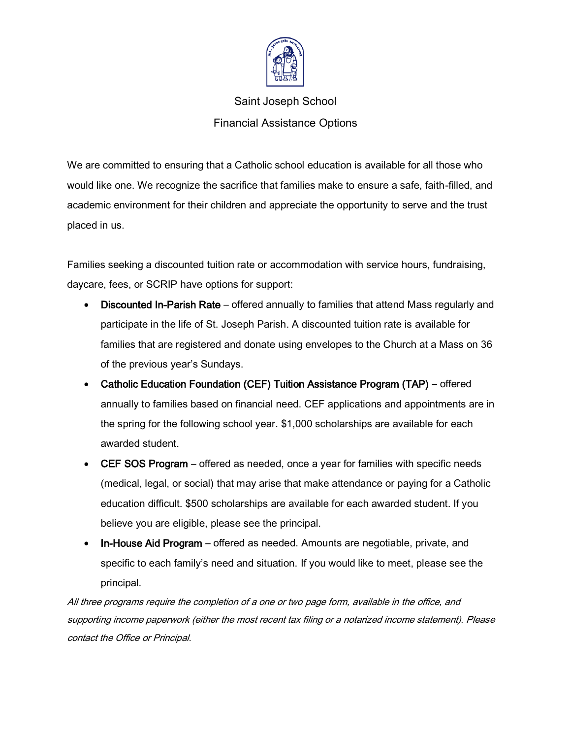# Saint Joseph School

## Financial Assistance Options

We are committed to ensuring that a Catholic school education is available for all those who would like one. We recognize the sacrifice that families make to ensure a safe, faith-filled, and academic environment for their children and appreciate the opportunity to serve and the trust placed in us.

Families seeking a discounted tuition rate or accommodation with service hours, fundraising, daycare, fees, or SCRIP have options for support:

- **Discounted In-Parish Rate** – offered annually to families that attend Mass regularly and participate in the life of St. Joseph Parish. A discounted tuition rate is available for families that are registered and donate using envelopes to the Church at a Mass on 36 of the previous year's Sundays.
- **Catholic Education Foundation (CEF) Tuition Assistance Program (TAP)** – offered annually to families based on financial need. CEF applications and appointments are in the spring for the following school year. $1,000 scholarships are available for each awarded student.
- **CEF SOS Program** – offered as needed, once a year for families with specific needs (medical, legal, or social) that may arise that make attendance or paying for a Catholic education difficult. $500 scholarships are available for each awarded student. If you believe you are eligible, please see the principal.
- **In-House Aid Program** – offered as needed. Amounts are negotiable, private, and specific to each family's need and situation. If you would like to meet, please see the principal.

*All three programs require the completion of a one or two page form, available in the office, and supporting income paperwork (either the most recent tax filing or a notarized income statement). Please contact the Office or Principal.*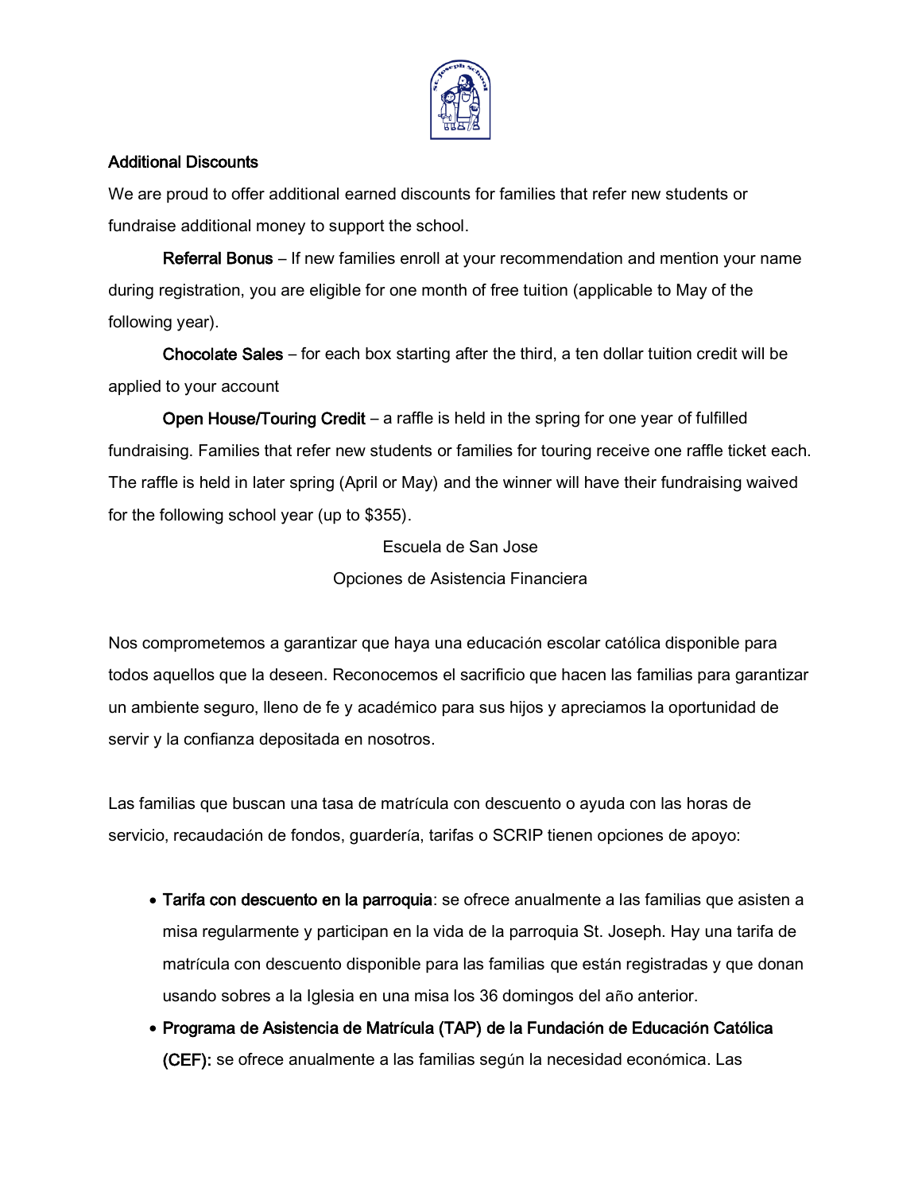**Additional Discounts**

We are proud to offer additional earned discounts for families that refer new students or fundraise additional money to support the school.

**Referral Bonus** – If new families enroll at your recommendation and mention your name during registration, you are eligible for one month of free tuition (applicable to May of the following year).

**Chocolate Sales** – for each box starting after the third, a ten dollar tuition credit will be applied to your account

**Open House/Touring Credit** – a raffle is held in the spring for one year of fulfilled fundraising. Families that refer new students or families for touring receive one raffle ticket each. The raffle is held in later spring (April or May) and the winner will have their fundraising waived for the following school year (up to $355).

Escuela de San Jose

Opciones de Asistencia Financiera

Nos comprometemos a garantizar que haya una educación escolar católica disponible para todos aquellos que la deseen. Reconocemos el sacrificio que hacen las familias para garantizar un ambiente seguro, lleno de fe y académico para sus hijos y apreciamos la oportunidad de servir y la confianza depositada en nosotros.

Las familias que buscan una tasa de matrícula con descuento o ayuda con las horas de servicio, recaudación de fondos, guardería, tarifas o SCRIP tienen opciones de apoyo:

- **Tarifa con descuento en la parroquia**: se ofrece anualmente a las familias que asisten a misa regularmente y participan en la vida de la parroquia St. Joseph. Hay una tarifa de matrícula con descuento disponible para las familias que están registradas y que donan usando sobres a la Iglesia en una misa los 36 domingos del año anterior.
- **Programa de Asistencia de Matrícula (TAP) de la Fundación de Educación Católica (CEF):** se ofrece anualmente a las familias según la necesidad económica. Las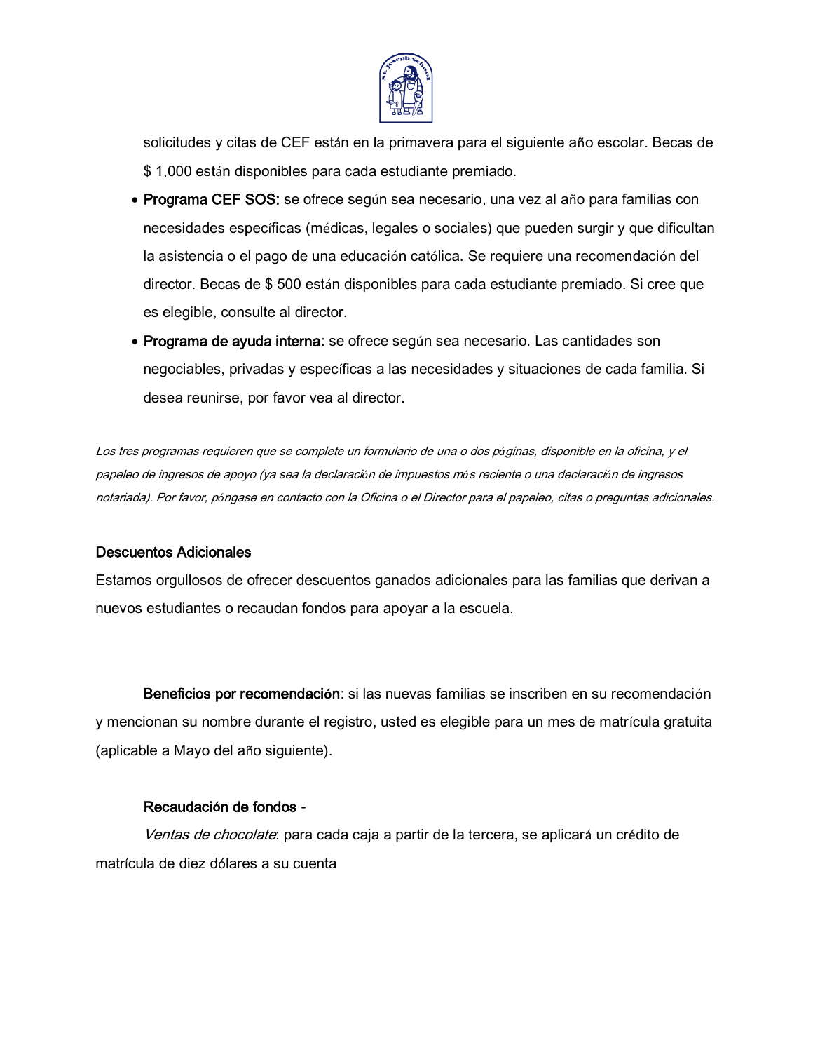solicitudes y citas de CEF están en la primavera para el siguiente año escolar. Becas de $ 1,000 están disponibles para cada estudiante premiado.

- **Programa CEF SOS:** se ofrece según sea necesario, una vez al año para familias con necesidades específicas (médicas, legales o sociales) que pueden surgir y que dificultan la asistencia o el pago de una educación católica. Se requiere una recomendación del director. Becas de $ 500 están disponibles para cada estudiante premiado. Si cree que es elegible, consulte al director.
- **Programa de ayuda interna**: se ofrece según sea necesario. Las cantidades son negociables, privadas y específicas a las necesidades y situaciones de cada familia. Si desea reunirse, por favor vea al director.

*Los tres programas requieren que se complete un formulario de una o dos páginas, disponible en la oficina, y el papeleo de ingresos de apoyo (ya sea la declaración de impuestos más reciente o una declaración de ingresos notariada). Por favor, póngase en contacto con la Oficina o el Director para el papeleo, citas o preguntas adicionales.*

**Descuentos Adicionales**

Estamos orgullosos de ofrecer descuentos ganados adicionales para las familias que derivan a nuevos estudiantes o recaudan fondos para apoyar a la escuela.

**Beneficios por recomendación**: si las nuevas familias se inscriben en su recomendación y mencionan su nombre durante el registro, usted es elegible para un mes de matrícula gratuita (aplicable a Mayo del año siguiente).

**Recaudación de fondos** -

*Ventas de chocolate*: para cada caja a partir de la tercera, se aplicará un crédito de matrícula de diez dólares a su cuenta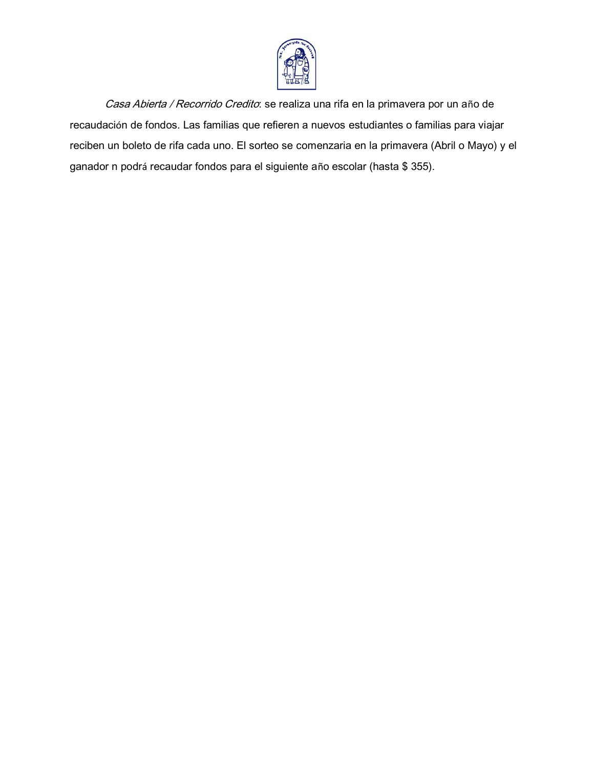*Casa Abierta / Recorrido Credito*: se realiza una rifa en la primavera por un año de recaudación de fondos. Las familias que refieren a nuevos estudiantes o familias para viajar reciben un boleto de rifa cada uno. El sorteo se comenzaria en la primavera (Abril o Mayo) y el ganador n podrá recaudar fondos para el siguiente año escolar (hasta $ 355).